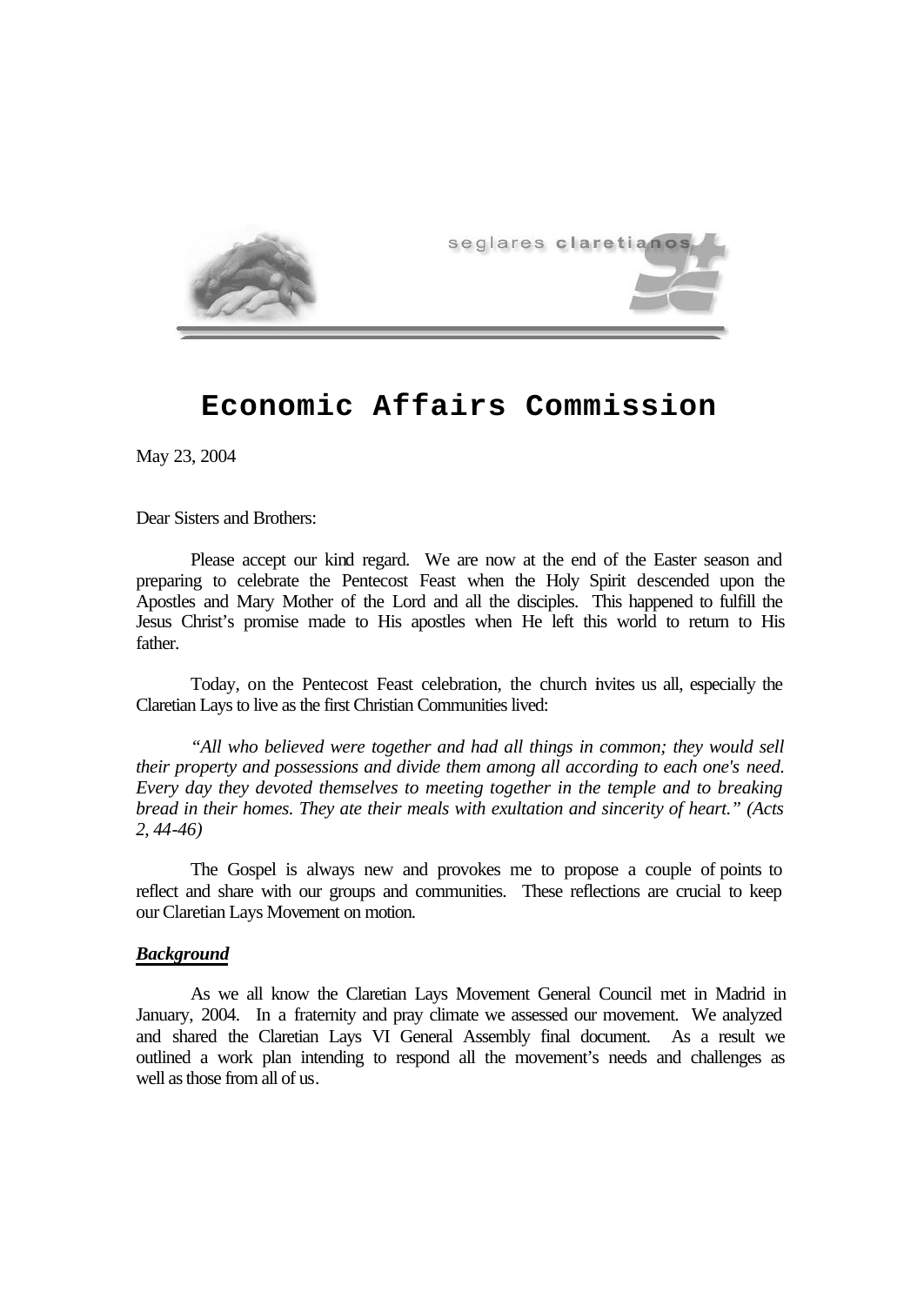seglares claretianos

# Economic Affairs Commission

May 23, 2004

Dear Sisters and Brothers:

Please accept our kind regard. We are now at the end of the Easter season and preparing to celebrate the Pentecost Feast when the Holy Spirit descended upon the Apostles and Mary Mother of the Lord and all the disciples. This happened to fulfill the Jesus Christ's promise made to His apostles when He left this world to return to His father.

Today, on the Pentecost Feast celebration, the church invites us all, especially the Claretian Lays to live as the first Christian Communities lived:

*"All who believed were together and had all things in common; they would sell their property and possessions and divide them among all according to each one's need. Every day they devoted themselves to meeting together in the temple and to breaking bread in their homes. They ate their meals with exultation and sincerity of heart." (Acts 2, 44-46)*

The Gospel is always new and provokes me to propose a couple of points to reflect and share with our groups and communities. These reflections are crucial to keep our Claretian Lays Movement on motion.

## Background

As we all know the Claretian Lays Movement General Council met in Madrid in January, 2004. In a fraternity and pray climate we assessed our movement. We analyzed and shared the Claretian Lays VI General Assembly final document. As a result we outlined a work plan intending to respond all the movement's needs and challenges as well as those from all of us.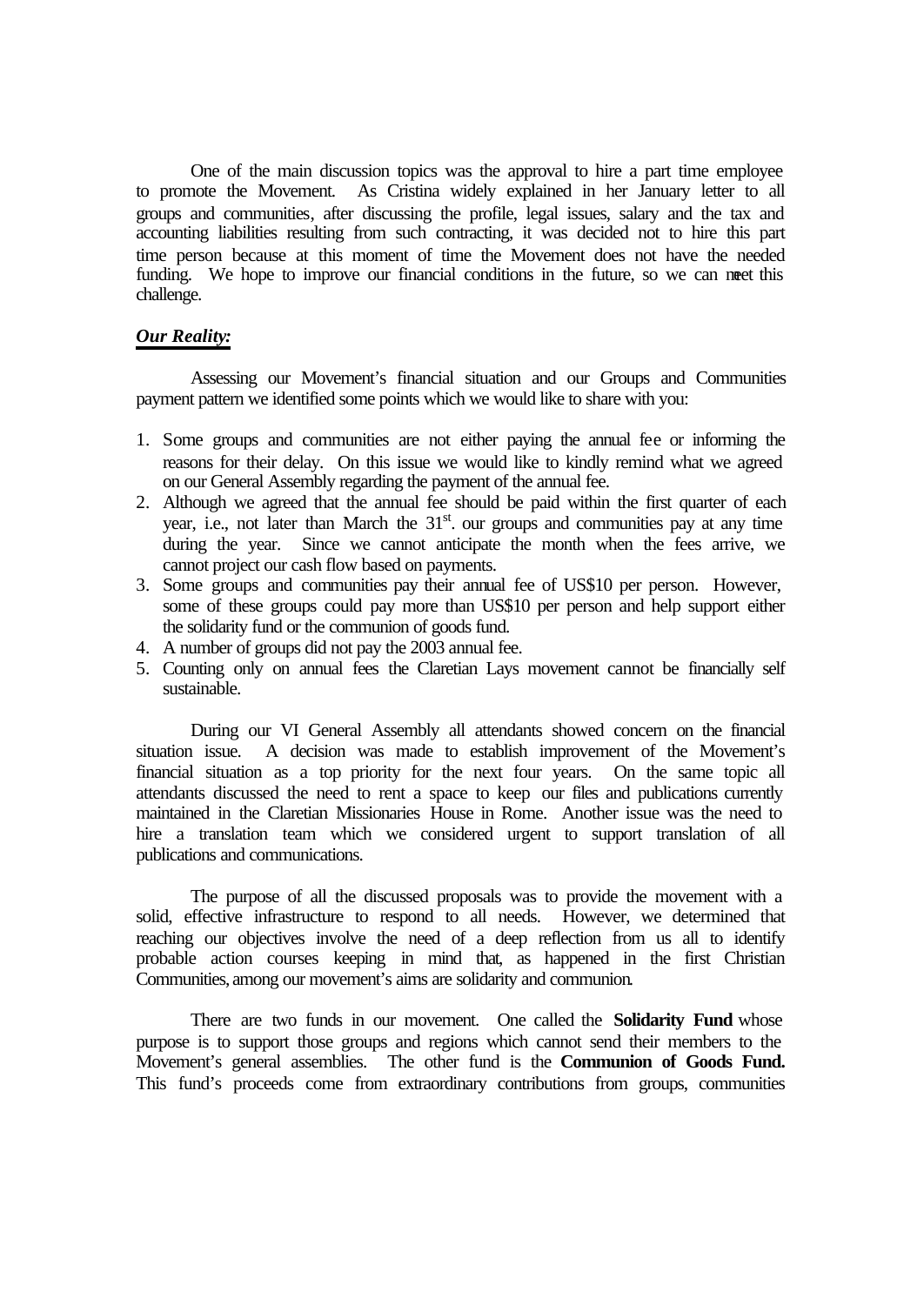One of the main discussion topics was the approval to hire a part time employee to promote the Movement. As Cristina widely explained in her January letter to all groups and communities, after discussing the profile, legal issues, salary and the tax and accounting liabilities resulting from such contracting, it was decided not to hire this part time person because at this moment of time the Movement does not have the needed funding. We hope to improve our financial conditions in the future, so we can meet this challenge.

***Our Reality:***

Assessing our Movement's financial situation and our Groups and Communities payment pattern we identified some points which we would like to share with you:

1. Some groups and communities are not either paying the annual fee or informing the reasons for their delay. On this issue we would like to kindly remind what we agreed on our General Assembly regarding the payment of the annual fee.
2. Although we agreed that the annual fee should be paid within the first quarter of each year, i.e., not later than March the 31st. our groups and communities pay at any time during the year. Since we cannot anticipate the month when the fees arrive, we cannot project our cash flow based on payments.
3. Some groups and communities pay their annual fee of US$10 per person. However, some of these groups could pay more than US$10 per person and help support either the solidarity fund or the communion of goods fund.
4. A number of groups did not pay the 2003 annual fee.
5. Counting only on annual fees the Claretian Lays movement cannot be financially self sustainable.

During our VI General Assembly all attendants showed concern on the financial situation issue. A decision was made to establish improvement of the Movement's financial situation as a top priority for the next four years. On the same topic all attendants discussed the need to rent a space to keep our files and publications currently maintained in the Claretian Missionaries House in Rome. Another issue was the need to hire a translation team which we considered urgent to support translation of all publications and communications.

The purpose of all the discussed proposals was to provide the movement with a solid, effective infrastructure to respond to all needs. However, we determined that reaching our objectives involve the need of a deep reflection from us all to identify probable action courses keeping in mind that, as happened in the first Christian Communities, among our movement's aims are solidarity and communion.

There are two funds in our movement. One called the **Solidarity Fund** whose purpose is to support those groups and regions which cannot send their members to the Movement's general assemblies. The other fund is the **Communion of Goods Fund.** This fund's proceeds come from extraordinary contributions from groups, communities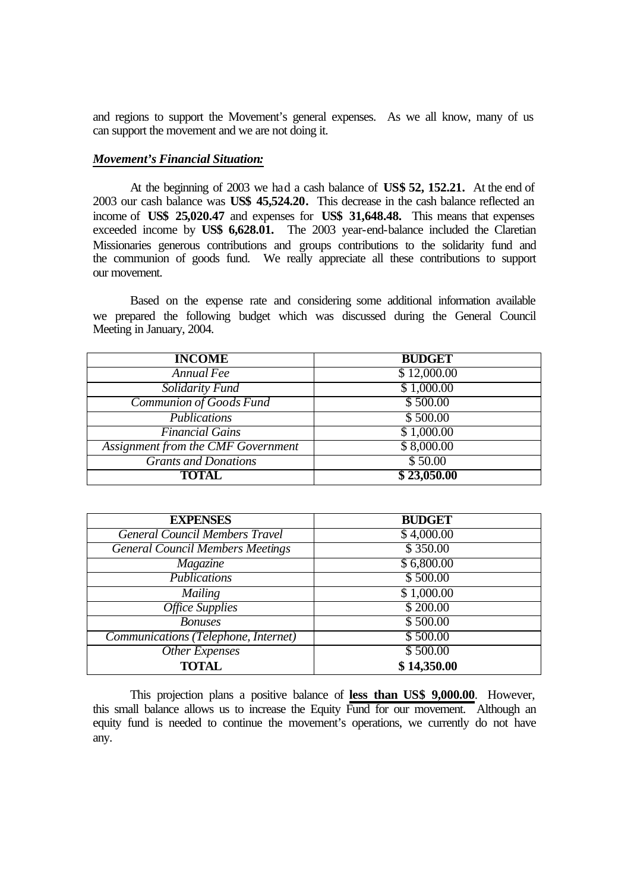and regions to support the Movement's general expenses. As we all know, many of us can support the movement and we are not doing it.

***Movement's Financial Situation:***

At the beginning of 2003 we had a cash balance of **US$ 52, 152.21.** At the end of 2003 our cash balance was **US$ 45,524.20.** This decrease in the cash balance reflected an income of **US$ 25,020.47** and expenses for **US$ 31,648.48.** This means that expenses exceeded income by **US$ 6,628.01.** The 2003 year-end-balance included the Claretian Missionaries generous contributions and groups contributions to the solidarity fund and the communion of goods fund. We really appreciate all these contributions to support our movement.

Based on the expense rate and considering some additional information available we prepared the following budget which was discussed during the General Council Meeting in January, 2004.

| INCOME | BUDGET |
|---|---|
| *Annual Fee* | $ 12,000.00 |
| *Solidarity Fund* | $ 1,000.00 |
| *Communion of Goods Fund* | $ 500.00 |
| *Publications* | $ 500.00 |
| *Financial Gains* | $ 1,000.00 |
| *Assignment from the CMF Government* | $ 8,000.00 |
| *Grants and Donations* | $ 50.00 |
| **TOTAL** | **$ 23,050.00** |

| EXPENSES | BUDGET |
|---|---|
| *General Council Members Travel* | $ 4,000.00 |
| *General Council Members Meetings* | $ 350.00 |
| *Magazine* | $ 6,800.00 |
| *Publications* | $ 500.00 |
| *Mailing* | $ 1,000.00 |
| *Office Supplies* | $ 200.00 |
| *Bonuses* | $ 500.00 |
| *Communications (Telephone, Internet)* | $ 500.00 |
| *Other Expenses* | $ 500.00 |
| **TOTAL** | **$ 14,350.00** |

This projection plans a positive balance of **less than US$ 9,000.00**. However, this small balance allows us to increase the Equity Fund for our movement. Although an equity fund is needed to continue the movement's operations, we currently do not have any.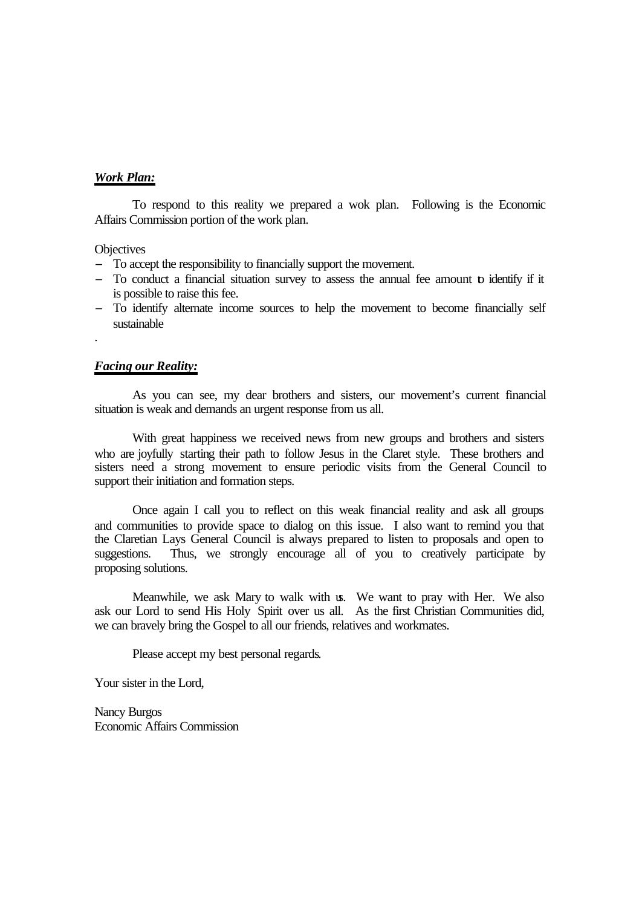***Work Plan:***

To respond to this reality we prepared a wok plan. Following is the Economic Affairs Commission portion of the work plan.

Objectives

- To accept the responsibility to financially support the movement.
- To conduct a financial situation survey to assess the annual fee amount to identify if it is possible to raise this fee.
- To identify alternate income sources to help the movement to become financially self sustainable

.

***Facing our Reality:***

As you can see, my dear brothers and sisters, our movement's current financial situation is weak and demands an urgent response from us all.

With great happiness we received news from new groups and brothers and sisters who are joyfully starting their path to follow Jesus in the Claret style. These brothers and sisters need a strong movement to ensure periodic visits from the General Council to support their initiation and formation steps.

Once again I call you to reflect on this weak financial reality and ask all groups and communities to provide space to dialog on this issue. I also want to remind you that the Claretian Lays General Council is always prepared to listen to proposals and open to suggestions. Thus, we strongly encourage all of you to creatively participate by proposing solutions.

Meanwhile, we ask Mary to walk with us. We want to pray with Her. We also ask our Lord to send His Holy Spirit over us all. As the first Christian Communities did, we can bravely bring the Gospel to all our friends, relatives and workmates.

Please accept my best personal regards.

Your sister in the Lord,

Nancy Burgos
Economic Affairs Commission